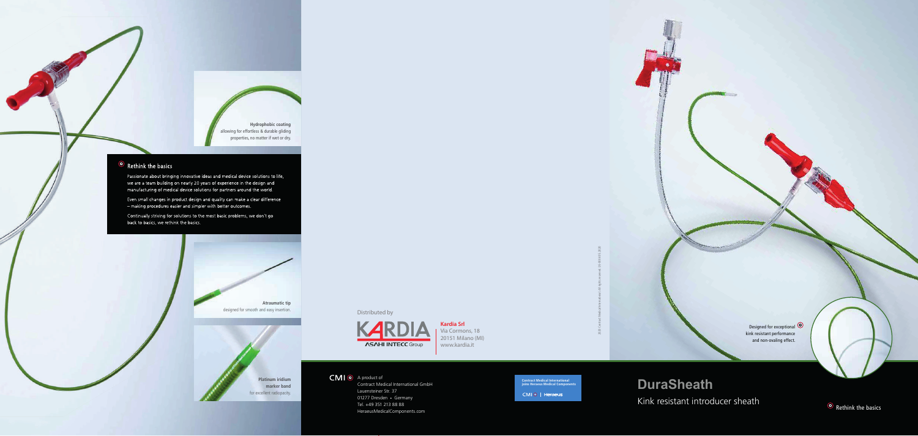**Hydrophobic coating**
allowing for effortless & durable gliding properties, no matter if wet or dry.

## Rethink the basics

Passionate about bringing innovative ideas and medical device solutions to life, we are a team building on nearly 20 years of experience in the design and manufacturing of medical device solutions for partners around the world.

Even small changes in product design and quality can make a clear difference – making procedures easier and simpler with better outcomes.

Continually striving for solutions to the most basic problems, we don't go back to basics, we rethink the basics.

**Atraumatic tip**
designed for smooth and easy insertion.

**Platinum iridium marker band**
for excellent radiopacity.

Distributed by

KARDIA
ASAHI INTECC Group

**Kardia Srl**
Via Cormons, 18
20151 Milano (MI)
www.kardia.it

CMI A product of
Contract Medical International GmbH
Lauensteiner Str. 37
01277 Dresden • Germany
Tel. +49 351 213 88 88
HeraeusMedicalComponents.com

Contract Medical International joins Heraeus Medical Components
CMI | Heraeus

Designed for exceptional kink resistant performance and non-ovaling effect.

# DuraSheath

Kink resistant introducer sheath

Rethink the basics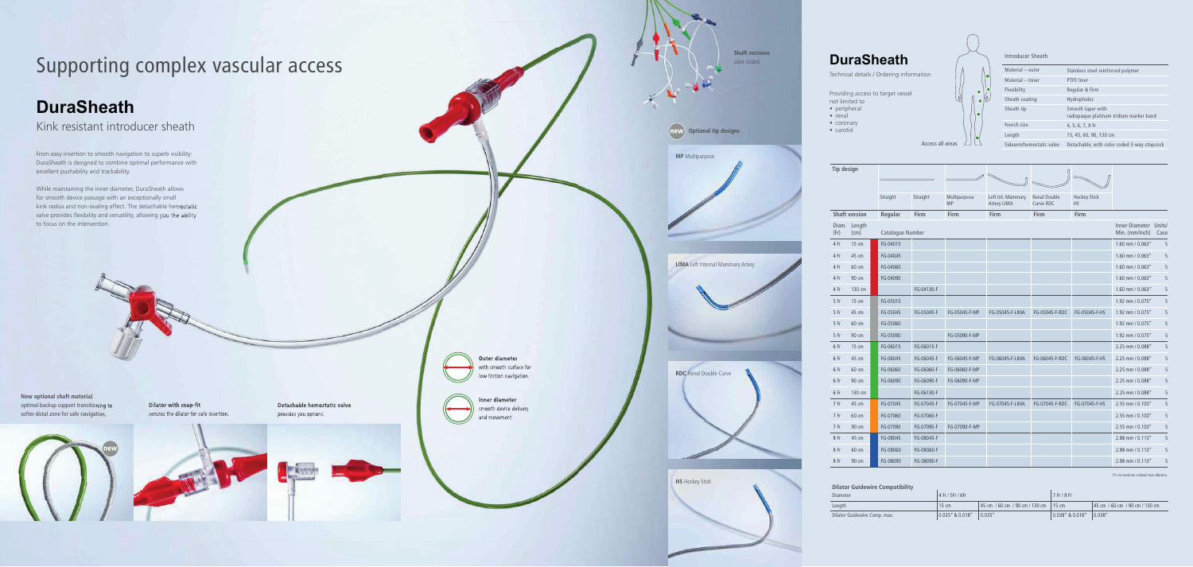# Supporting complex vascular access

## DuraSheath

Kink resistant introducer sheath

From easy insertion to smooth navigation to superb visibility: DuraSheath is designed to combine optimal performance with excellent pushability and trackability.

While maintaining the inner diameter, DuraSheath allows for smooth device passage with an exceptionally small kink radius and non-ovaling effect. The detachable hemostatic valve provides flexibility and versatility, allowing you the ability to focus on the intervention.

**New optional shaft material**
optimal backup support transitioning to softer distal zone for safe navigation.

**Dilator with snap-fit**
secures the dilator for safe insertion.

**Detachable hemostatic valve**
provides you options.

**Outer diameter**
with smooth surface for low friction navigation.

**Inner diameter**
smooth device delivery and movement.

**Shaft versions**
color coded.

**new** **Optional tip designs**

**MP** Multipurpose

**LIMA** Left Internal Mammary Artery

**RDC** Renal Double Curve

**HS** Hockey Stick

## DuraSheath

Technical details / Ordering information

Providing access to target vessel not limited to

- peripheral
- renal
- coronary
- carotid

Access all areas

| Introducer Sheath | |
|---|---|
| Material – outer | Stainless steel reinforced polymer |
| Material – inner | PTFE liner |
| Flexibility | Regular & Firm |
| Sheath coating | Hydrophobic |
| Sheath tip | Smooth taper with radiopaque platinum iridium marker band |
| French size | 4, 5, 6, 7, 8 Fr |
| Length | 15, 45, 60, 90, 130 cm |
| Sidearm/hemostatic valve | Detachable, with color coded 3-way-stopcock |

| Tip design | | Straight | Straight | Multipurpose MP | Left Int. Mammary Artery LIMA | Renal Double Curve RDC | Hockey Stick HS | | |
|---|---|---|---|---|---|---|---|---|---|
| Shaft version | | Regular | Firm | Firm | Firm | Firm | Firm | | |
| Diam. (Fr) | Length (cm) | Catalogue Number | | | | | | Inner Diameter Min. (mm/inch) | Units/ Case |
| 4 Fr | 15 cm | FG-04015 | | | | | | 1.60 mm / 0.063" | 5 |
| 4 Fr | 45 cm | FG-04045 | | | | | | 1.60 mm / 0.063" | 5 |
| 4 Fr | 60 cm | FG-04060 | | | | | | 1.60 mm / 0.063" | 5 |
| 4 Fr | 90 cm | FG-04090 | | | | | | 1.60 mm / 0.063" | 5 |
| 4 Fr | 130 cm | | FG-04130-F | | | | | 1.60 mm / 0.063" | 5 |
| 5 Fr | 15 cm | FG-05015 | | | | | | 1.92 mm / 0.075" | 5 |
| 5 Fr | 45 cm | FG-05045 | FG-05045-F | FG-05045-F-MP | FG-05045-F-LIMA | FG-05045-F-RDC | FG-05045-F-HS | 1.92 mm / 0.075" | 5 |
| 5 Fr | 60 cm | FG-05060 | | | | | | 1.92 mm / 0.075" | 5 |
| 5 Fr | 90 cm | FG-05090 | | FG-05090-F-MP | | | | 1.92 mm / 0.075" | 5 |
| 6 Fr | 15 cm | FG-06015 | FG-06015-F | | | | | 2.25 mm / 0.088" | 5 |
| 6 Fr | 45 cm | FG-06045 | FG-06045-F | FG-06045-F-MP | FG-06045-F-LIMA | FG-06045-F-RDC | FG-06045-F-HS | 2.25 mm / 0.088" | 5 |
| 6 Fr | 60 cm | FG-06060 | FG-06060-F | FG-06060-F-MP | | | | 2.25 mm / 0.088" | 5 |
| 6 Fr | 90 cm | FG-06090 | FG-06090-F | FG-06090-F-MP | | | | 2.25 mm / 0.088" | 5 |
| 6 Fr | 130 cm | | FG-06130-F | | | | | 2.25 mm / 0.088" | 5 |
| 7 Fr | 45 cm | FG-07045 | FG-07045-F | FG-07045-F-MP | FG-07045-F-LIMA | FG-07045-F-RDC | FG-07045-F-HS | 2.55 mm / 0.100" | 5 |
| 7 Fr | 60 cm | FG-07060 | FG-07060-F | | | | | 2.55 mm / 0.100" | 5 |
| 7 Fr | 90 cm | FG-07090 | FG-07090-F | FG-07090-F-MP | | | | 2.55 mm / 0.100" | 5 |
| 8 Fr | 45 cm | FG-08045 | FG-08045-F | | | | | 2.88 mm / 0.113" | 5 |
| 8 Fr | 60 cm | FG-08060 | FG-08060-F | | | | | 2.88 mm / 0.113" | 5 |
| 8 Fr | 90 cm | FG-08090 | FG-08090-F | | | | | 2.88 mm / 0.113" | 5 |

15 cm versions contain two dilators.

**Dilator Guidewire Compatibility**

| Diameter | 4 Fr / 5Fr / 6Fr | | 7 Fr / 8 Fr | |
|---|---|---|---|---|
| Length | 15 cm | 45 cm / 60 cm / 90 cm / 130 cm | 15 cm | 45 cm / 60 cm / 90 cm / 130 cm |
| Dilator Guidewire Comp. max. | 0.035" & 0.018" | 0.035" | 0.038" & 0.018" | 0.038" |